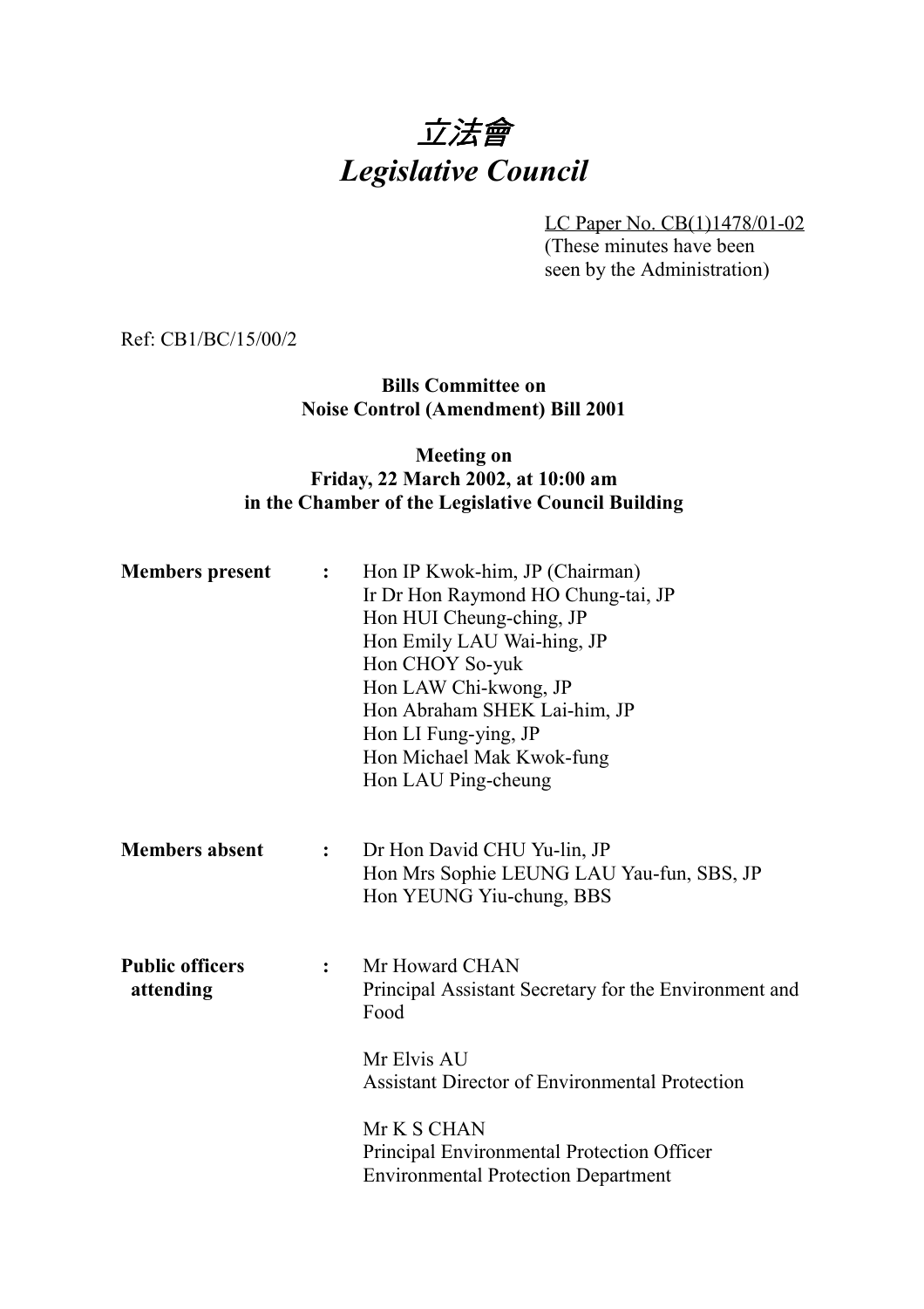# *立法會*
# *Legislative Council*

LC Paper No. CB(1)1478/01-02
(These minutes have been seen by the Administration)

Ref: CB1/BC/15/00/2

**Bills Committee on**
**Noise Control (Amendment) Bill 2001**

**Meeting on**
**Friday, 22 March 2002, at 10:00 am**
**in the Chamber of the Legislative Council Building**

| | | |
|---|---|---|
| **Members present** | **:** | Hon IP Kwok-him, JP (Chairman)<br>Ir Dr Hon Raymond HO Chung-tai, JP<br>Hon HUI Cheung-ching, JP<br>Hon Emily LAU Wai-hing, JP<br>Hon CHOY So-yuk<br>Hon LAW Chi-kwong, JP<br>Hon Abraham SHEK Lai-him, JP<br>Hon LI Fung-ying, JP<br>Hon Michael Mak Kwok-fung<br>Hon LAU Ping-cheung |
| **Members absent** | **:** | Dr Hon David CHU Yu-lin, JP<br>Hon Mrs Sophie LEUNG LAU Yau-fun, SBS, JP<br>Hon YEUNG Yiu-chung, BBS |
| **Public officers attending** | **:** | Mr Howard CHAN<br>Principal Assistant Secretary for the Environment and Food<br><br>Mr Elvis AU<br>Assistant Director of Environmental Protection<br><br>Mr K S CHAN<br>Principal Environmental Protection Officer<br>Environmental Protection Department |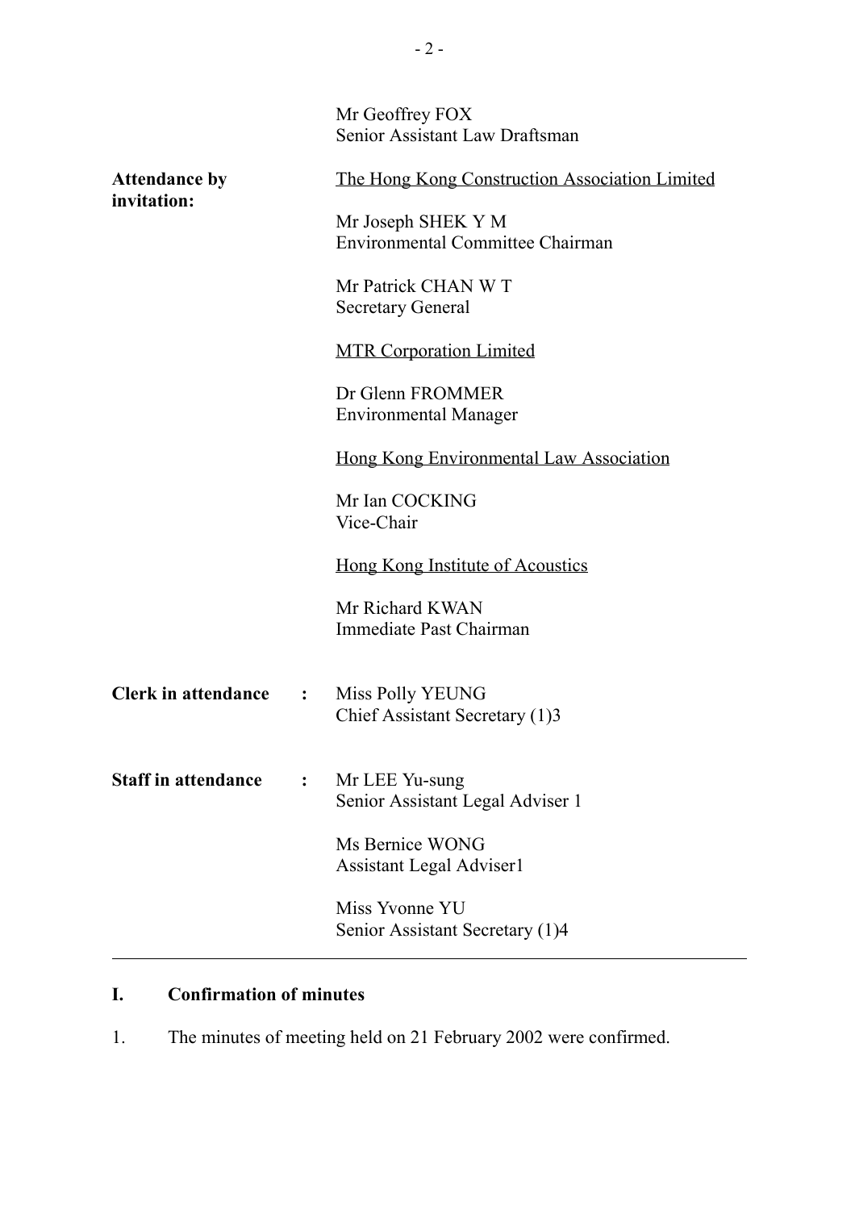| | | |
|---|---|---|
| | | Mr Geoffrey FOX<br>Senior Assistant Law Draftsman |
| **Attendance by invitation:** | | <u>The Hong Kong Construction Association Limited</u><br><br>Mr Joseph SHEK Y M<br>Environmental Committee Chairman<br><br>Mr Patrick CHAN W T<br>Secretary General<br><br><u>MTR Corporation Limited</u><br><br>Dr Glenn FROMMER<br>Environmental Manager<br><br><u>Hong Kong Environmental Law Association</u><br><br>Mr Ian COCKING<br>Vice-Chair<br><br><u>Hong Kong Institute of Acoustics</u><br><br>Mr Richard KWAN<br>Immediate Past Chairman |
| **Clerk in attendance** | **:** | Miss Polly YEUNG<br>Chief Assistant Secretary (1)3 |
| **Staff in attendance** | **:** | Mr LEE Yu-sung<br>Senior Assistant Legal Adviser 1<br><br>Ms Bernice WONG<br>Assistant Legal Adviser1<br><br>Miss Yvonne YU<br>Senior Assistant Secretary (1)4 |

---

## I. Confirmation of minutes

1. The minutes of meeting held on 21 February 2002 were confirmed.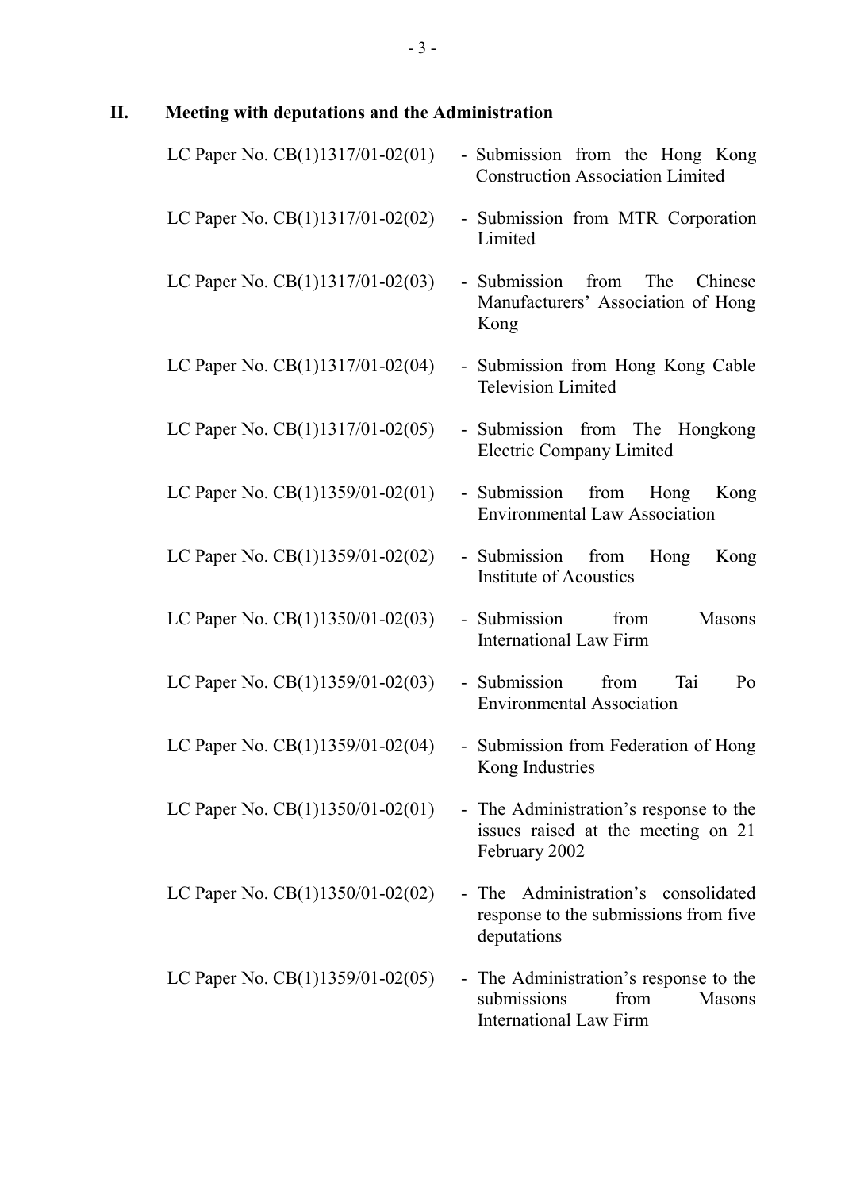## II. Meeting with deputations and the Administration

| | |
|---|---|
| LC Paper No. CB(1)1317/01-02(01) | - Submission from the Hong Kong Construction Association Limited |
| LC Paper No. CB(1)1317/01-02(02) | - Submission from MTR Corporation Limited |
| LC Paper No. CB(1)1317/01-02(03) | - Submission from The Chinese Manufacturers' Association of Hong Kong |
| LC Paper No. CB(1)1317/01-02(04) | - Submission from Hong Kong Cable Television Limited |
| LC Paper No. CB(1)1317/01-02(05) | - Submission from The Hongkong Electric Company Limited |
| LC Paper No. CB(1)1359/01-02(01) | - Submission from Hong Kong Environmental Law Association |
| LC Paper No. CB(1)1359/01-02(02) | - Submission from Hong Kong Institute of Acoustics |
| LC Paper No. CB(1)1350/01-02(03) | - Submission from Masons International Law Firm |
| LC Paper No. CB(1)1359/01-02(03) | - Submission from Tai Po Environmental Association |
| LC Paper No. CB(1)1359/01-02(04) | - Submission from Federation of Hong Kong Industries |
| LC Paper No. CB(1)1350/01-02(01) | - The Administration's response to the issues raised at the meeting on 21 February 2002 |
| LC Paper No. CB(1)1350/01-02(02) | - The Administration's consolidated response to the submissions from five deputations |
| LC Paper No. CB(1)1359/01-02(05) | - The Administration's response to the submissions from Masons International Law Firm |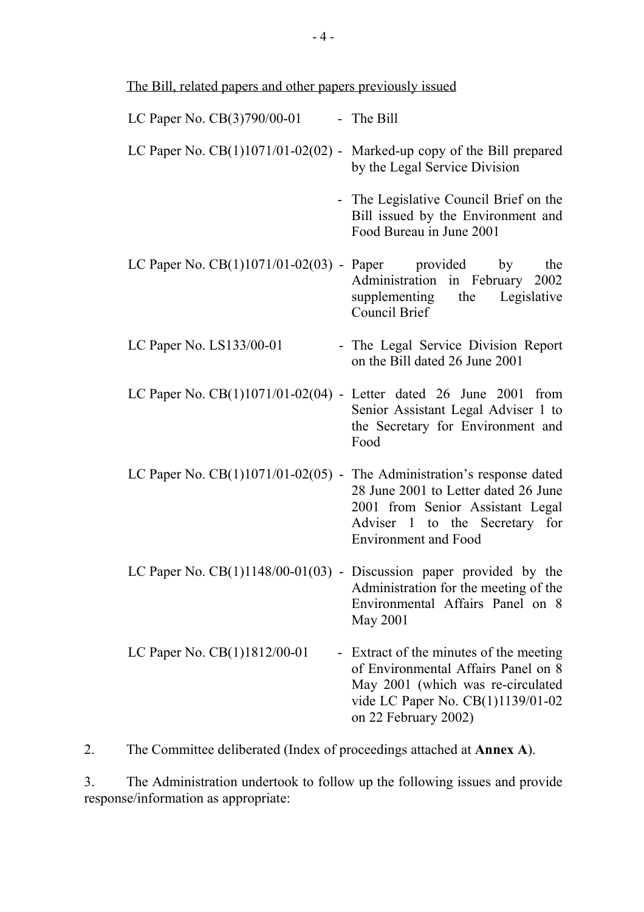The Bill, related papers and other papers previously issued

| | | |
|---|---|---|
| LC Paper No. CB(3)790/00-01 | - | The Bill |
| LC Paper No. CB(1)1071/01-02(02) | - | Marked-up copy of the Bill prepared by the Legal Service Division |
| | - | The Legislative Council Brief on the Bill issued by the Environment and Food Bureau in June 2001 |
| LC Paper No. CB(1)1071/01-02(03) | - | Paper provided by the Administration in February 2002 supplementing the Legislative Council Brief |
| LC Paper No. LS133/00-01 | - | The Legal Service Division Report on the Bill dated 26 June 2001 |
| LC Paper No. CB(1)1071/01-02(04) | - | Letter dated 26 June 2001 from Senior Assistant Legal Adviser 1 to the Secretary for Environment and Food |
| LC Paper No. CB(1)1071/01-02(05) | - | The Administration's response dated 28 June 2001 to Letter dated 26 June 2001 from Senior Assistant Legal Adviser 1 to the Secretary for Environment and Food |
| LC Paper No. CB(1)1148/00-01(03) | - | Discussion paper provided by the Administration for the meeting of the Environmental Affairs Panel on 8 May 2001 |
| LC Paper No. CB(1)1812/00-01 | - | Extract of the minutes of the meeting of Environmental Affairs Panel on 8 May 2001 (which was re-circulated vide LC Paper No. CB(1)1139/01-02 on 22 February 2002) |

2. The Committee deliberated (Index of proceedings attached at **Annex A**).

3. The Administration undertook to follow up the following issues and provide response/information as appropriate: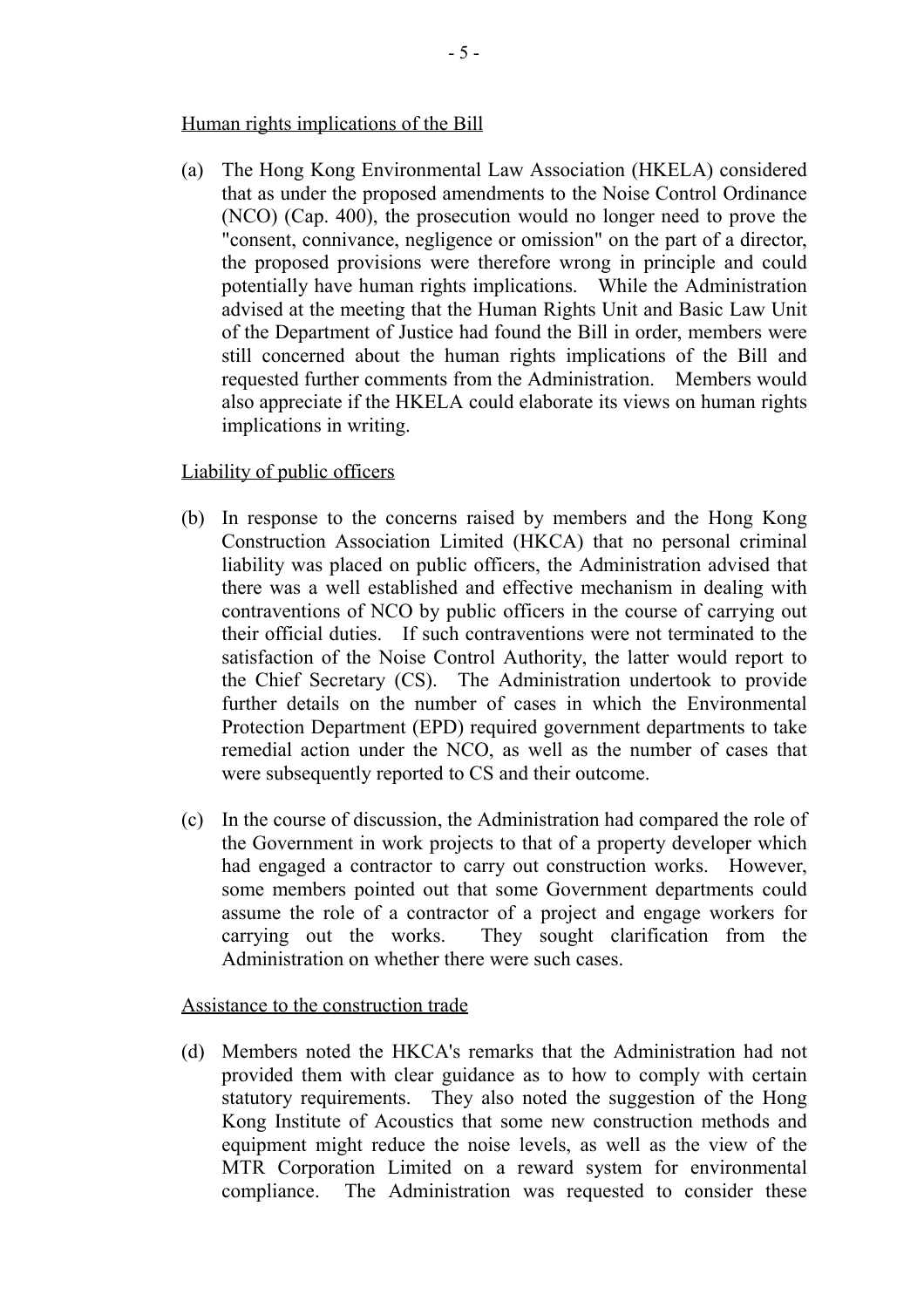<u>Human rights implications of the Bill</u>

(a) The Hong Kong Environmental Law Association (HKELA) considered that as under the proposed amendments to the Noise Control Ordinance (NCO) (Cap. 400), the prosecution would no longer need to prove the "consent, connivance, negligence or omission" on the part of a director, the proposed provisions were therefore wrong in principle and could potentially have human rights implications. While the Administration advised at the meeting that the Human Rights Unit and Basic Law Unit of the Department of Justice had found the Bill in order, members were still concerned about the human rights implications of the Bill and requested further comments from the Administration. Members would also appreciate if the HKELA could elaborate its views on human rights implications in writing.

<u>Liability of public officers</u>

(b) In response to the concerns raised by members and the Hong Kong Construction Association Limited (HKCA) that no personal criminal liability was placed on public officers, the Administration advised that there was a well established and effective mechanism in dealing with contraventions of NCO by public officers in the course of carrying out their official duties. If such contraventions were not terminated to the satisfaction of the Noise Control Authority, the latter would report to the Chief Secretary (CS). The Administration undertook to provide further details on the number of cases in which the Environmental Protection Department (EPD) required government departments to take remedial action under the NCO, as well as the number of cases that were subsequently reported to CS and their outcome.

(c) In the course of discussion, the Administration had compared the role of the Government in work projects to that of a property developer which had engaged a contractor to carry out construction works. However, some members pointed out that some Government departments could assume the role of a contractor of a project and engage workers for carrying out the works. They sought clarification from the Administration on whether there were such cases.

<u>Assistance to the construction trade</u>

(d) Members noted the HKCA's remarks that the Administration had not provided them with clear guidance as to how to comply with certain statutory requirements. They also noted the suggestion of the Hong Kong Institute of Acoustics that some new construction methods and equipment might reduce the noise levels, as well as the view of the MTR Corporation Limited on a reward system for environmental compliance. The Administration was requested to consider these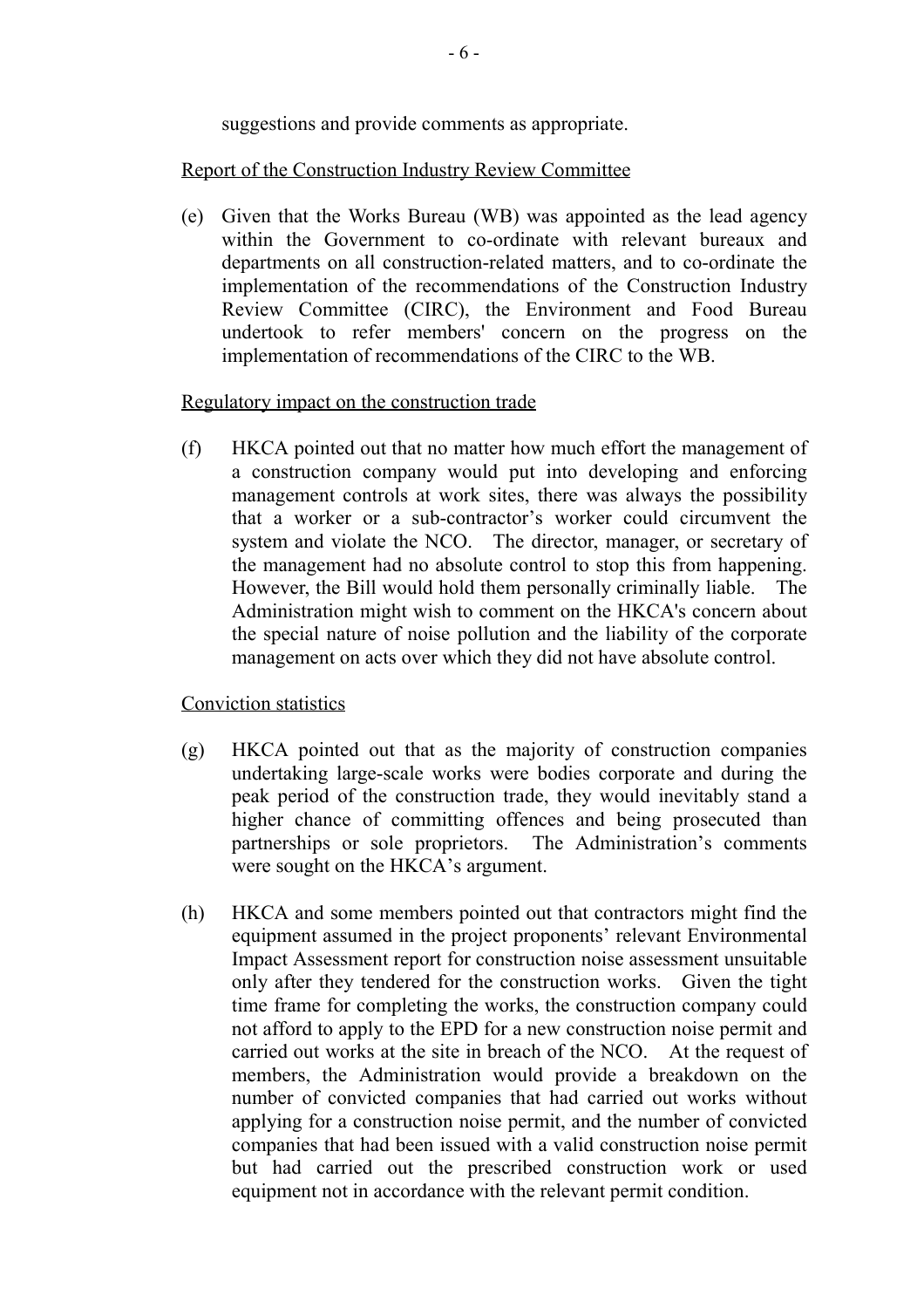suggestions and provide comments as appropriate.

<u>Report of the Construction Industry Review Committee</u>

(e) Given that the Works Bureau (WB) was appointed as the lead agency within the Government to co-ordinate with relevant bureaux and departments on all construction-related matters, and to co-ordinate the implementation of the recommendations of the Construction Industry Review Committee (CIRC), the Environment and Food Bureau undertook to refer members' concern on the progress on the implementation of recommendations of the CIRC to the WB.

<u>Regulatory impact on the construction trade</u>

(f) HKCA pointed out that no matter how much effort the management of a construction company would put into developing and enforcing management controls at work sites, there was always the possibility that a worker or a sub-contractor's worker could circumvent the system and violate the NCO. The director, manager, or secretary of the management had no absolute control to stop this from happening. However, the Bill would hold them personally criminally liable. The Administration might wish to comment on the HKCA's concern about the special nature of noise pollution and the liability of the corporate management on acts over which they did not have absolute control.

<u>Conviction statistics</u>

(g) HKCA pointed out that as the majority of construction companies undertaking large-scale works were bodies corporate and during the peak period of the construction trade, they would inevitably stand a higher chance of committing offences and being prosecuted than partnerships or sole proprietors. The Administration's comments were sought on the HKCA's argument.

(h) HKCA and some members pointed out that contractors might find the equipment assumed in the project proponents' relevant Environmental Impact Assessment report for construction noise assessment unsuitable only after they tendered for the construction works. Given the tight time frame for completing the works, the construction company could not afford to apply to the EPD for a new construction noise permit and carried out works at the site in breach of the NCO. At the request of members, the Administration would provide a breakdown on the number of convicted companies that had carried out works without applying for a construction noise permit, and the number of convicted companies that had been issued with a valid construction noise permit but had carried out the prescribed construction work or used equipment not in accordance with the relevant permit condition.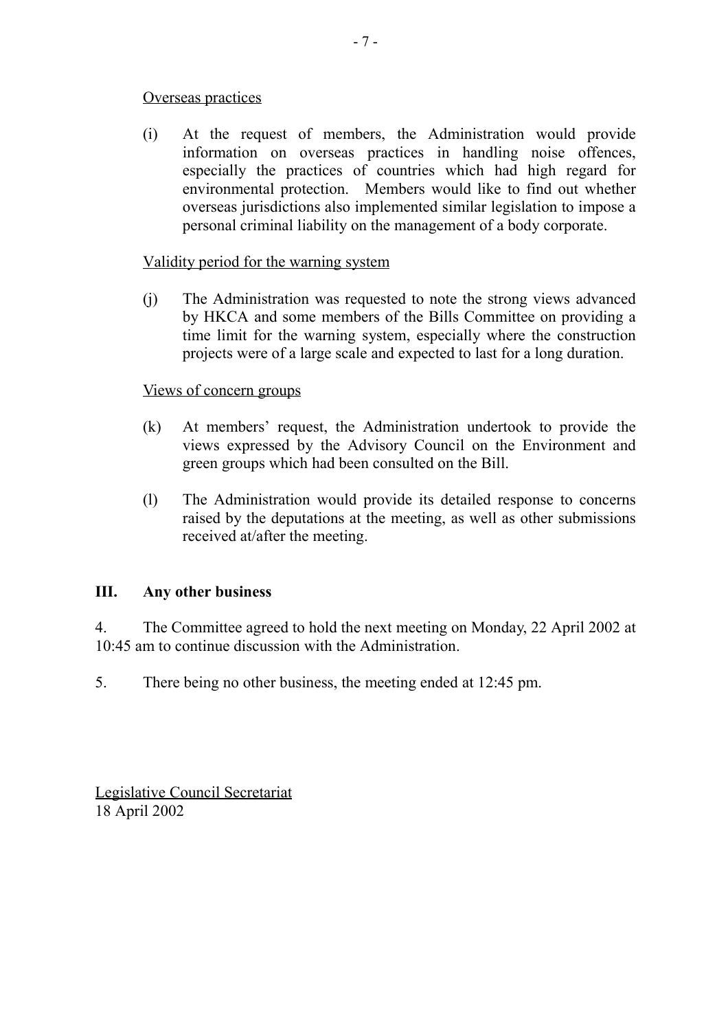Overseas practices

(i) At the request of members, the Administration would provide information on overseas practices in handling noise offences, especially the practices of countries which had high regard for environmental protection. Members would like to find out whether overseas jurisdictions also implemented similar legislation to impose a personal criminal liability on the management of a body corporate.

Validity period for the warning system

(j) The Administration was requested to note the strong views advanced by HKCA and some members of the Bills Committee on providing a time limit for the warning system, especially where the construction projects were of a large scale and expected to last for a long duration.

Views of concern groups

(k) At members' request, the Administration undertook to provide the views expressed by the Advisory Council on the Environment and green groups which had been consulted on the Bill.

(l) The Administration would provide its detailed response to concerns raised by the deputations at the meeting, as well as other submissions received at/after the meeting.

## III. Any other business

4. The Committee agreed to hold the next meeting on Monday, 22 April 2002 at 10:45 am to continue discussion with the Administration.

5. There being no other business, the meeting ended at 12:45 pm.

Legislative Council Secretariat
18 April 2002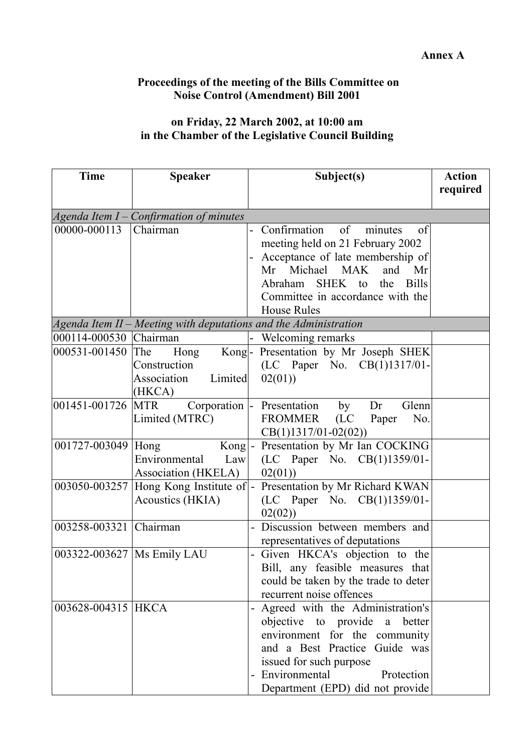**Annex A**

**Proceedings of the meeting of the Bills Committee on Noise Control (Amendment) Bill 2001**

**on Friday, 22 March 2002, at 10:00 am in the Chamber of the Legislative Council Building**

| Time | Speaker | Subject(s) | Action required |
|---|---|---|---|
| *Agenda Item I – Confirmation of minutes* | | | |
| 00000-000113 | Chairman | - Confirmation of minutes of meeting held on 21 February 2002<br>- Acceptance of late membership of Mr Michael MAK and Mr Abraham SHEK to the Bills Committee in accordance with the House Rules | |
| *Agenda Item II – Meeting with deputations and the Administration* | | | |
| 000114-000530 | Chairman | - Welcoming remarks | |
| 000531-001450 | The Hong Kong Construction Association Limited (HKCA) | - Presentation by Mr Joseph SHEK (LC Paper No. CB(1)1317/01-02(01)) | |
| 001451-001726 | MTR Corporation Limited (MTRC) | - Presentation by Dr Glenn FROMMER (LC Paper No. CB(1)1317/01-02(02)) | |
| 001727-003049 | Hong Kong Environmental Law Association (HKELA) | - Presentation by Mr Ian COCKING (LC Paper No. CB(1)1359/01-02(01)) | |
| 003050-003257 | Hong Kong Institute of Acoustics (HKIA) | - Presentation by Mr Richard KWAN (LC Paper No. CB(1)1359/01-02(02)) | |
| 003258-003321 | Chairman | - Discussion between members and representatives of deputations | |
| 003322-003627 | Ms Emily LAU | - Given HKCA's objection to the Bill, any feasible measures that could be taken by the trade to deter recurrent noise offences | |
| 003628-004315 | HKCA | - Agreed with the Administration's objective to provide a better environment for the community and a Best Practice Guide was issued for such purpose<br>- Environmental Protection Department (EPD) did not provide | |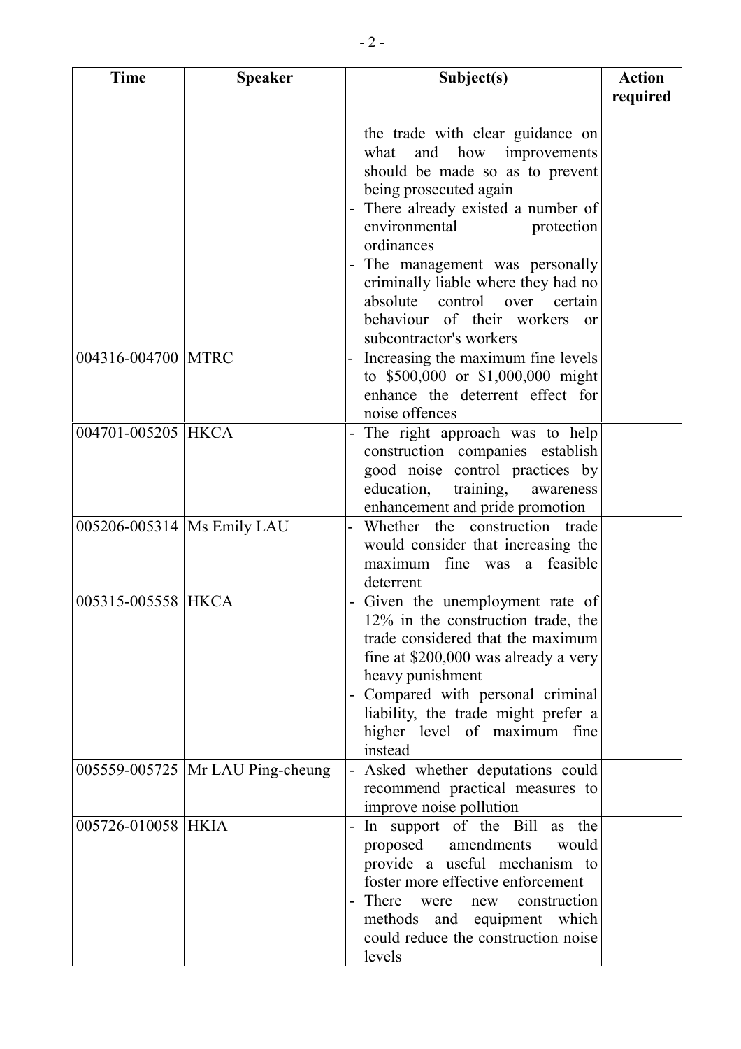| Time | Speaker | Subject(s) | Action required |
|---|---|---|---|
| | | the trade with clear guidance on what and how improvements should be made so as to prevent being prosecuted again<br>- There already existed a number of environmental protection ordinances<br>- The management was personally criminally liable where they had no absolute control over certain behaviour of their workers or subcontractor's workers | |
| 004316-004700 | MTRC | - Increasing the maximum fine levels to \$500,000 or \$1,000,000 might enhance the deterrent effect for noise offences | |
| 004701-005205 | HKCA | - The right approach was to help construction companies establish good noise control practices by education, training, awareness enhancement and pride promotion | |
| 005206-005314 | Ms Emily LAU | - Whether the construction trade would consider that increasing the maximum fine was a feasible deterrent | |
| 005315-005558 | HKCA | - Given the unemployment rate of 12% in the construction trade, the trade considered that the maximum fine at \$200,000 was already a very heavy punishment<br>- Compared with personal criminal liability, the trade might prefer a higher level of maximum fine instead | |
| 005559-005725 | Mr LAU Ping-cheung | - Asked whether deputations could recommend practical measures to improve noise pollution | |
| 005726-010058 | HKIA | - In support of the Bill as the proposed amendments would provide a useful mechanism to foster more effective enforcement<br>- There were new construction methods and equipment which could reduce the construction noise levels | |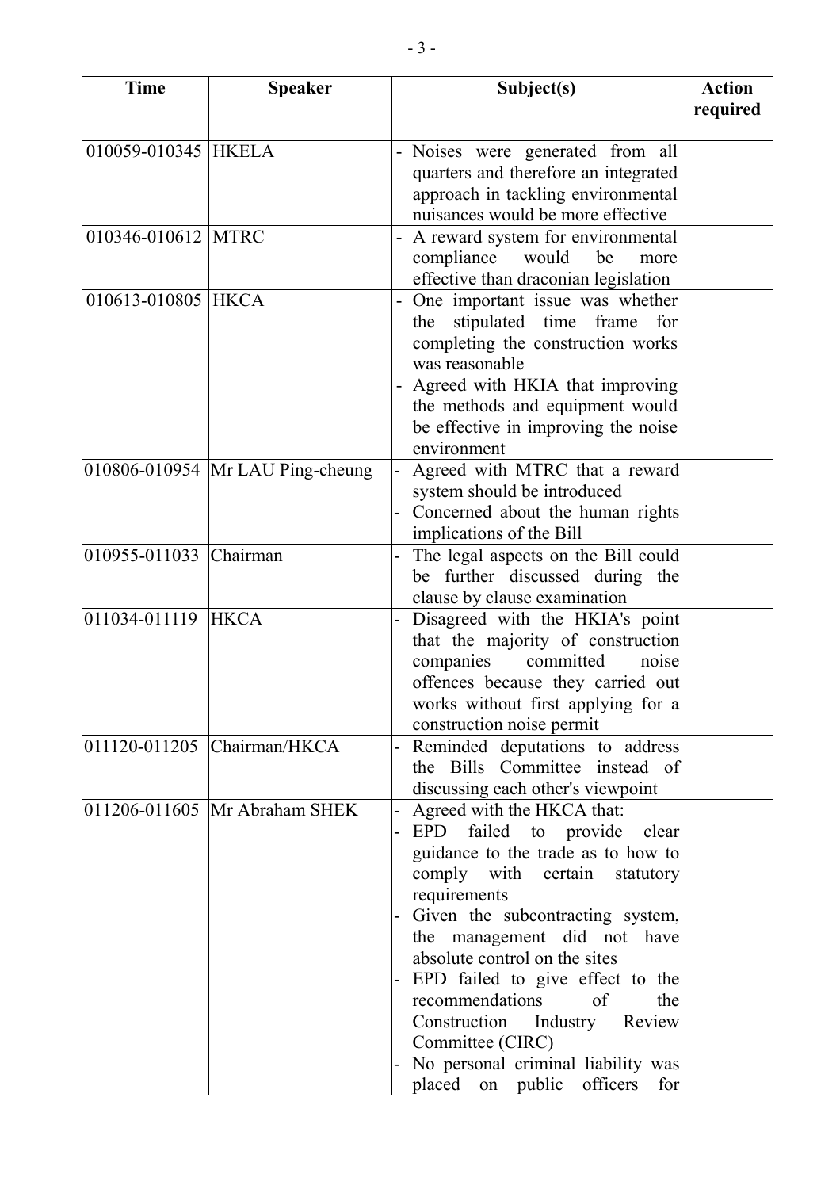| Time | Speaker | Subject(s) | Action required |
|---|---|---|---|
| 010059-010345 | HKELA | - Noises were generated from all quarters and therefore an integrated approach in tackling environmental nuisances would be more effective | |
| 010346-010612 | MTRC | - A reward system for environmental compliance would be more effective than draconian legislation | |
| 010613-010805 | HKCA | - One important issue was whether the stipulated time frame for completing the construction works was reasonable<br>- Agreed with HKIA that improving the methods and equipment would be effective in improving the noise environment | |
| 010806-010954 | Mr LAU Ping-cheung | - Agreed with MTRC that a reward system should be introduced<br>- Concerned about the human rights implications of the Bill | |
| 010955-011033 | Chairman | - The legal aspects on the Bill could be further discussed during the clause by clause examination | |
| 011034-011119 | HKCA | - Disagreed with the HKIA's point that the majority of construction companies committed noise offences because they carried out works without first applying for a construction noise permit | |
| 011120-011205 | Chairman/HKCA | - Reminded deputations to address the Bills Committee instead of discussing each other's viewpoint | |
| 011206-011605 | Mr Abraham SHEK | - Agreed with the HKCA that:<br>- EPD failed to provide clear guidance to the trade as to how to comply with certain statutory requirements<br>- Given the subcontracting system, the management did not have absolute control on the sites<br>- EPD failed to give effect to the recommendations of the Construction Industry Review Committee (CIRC)<br>- No personal criminal liability was placed on public officers for | |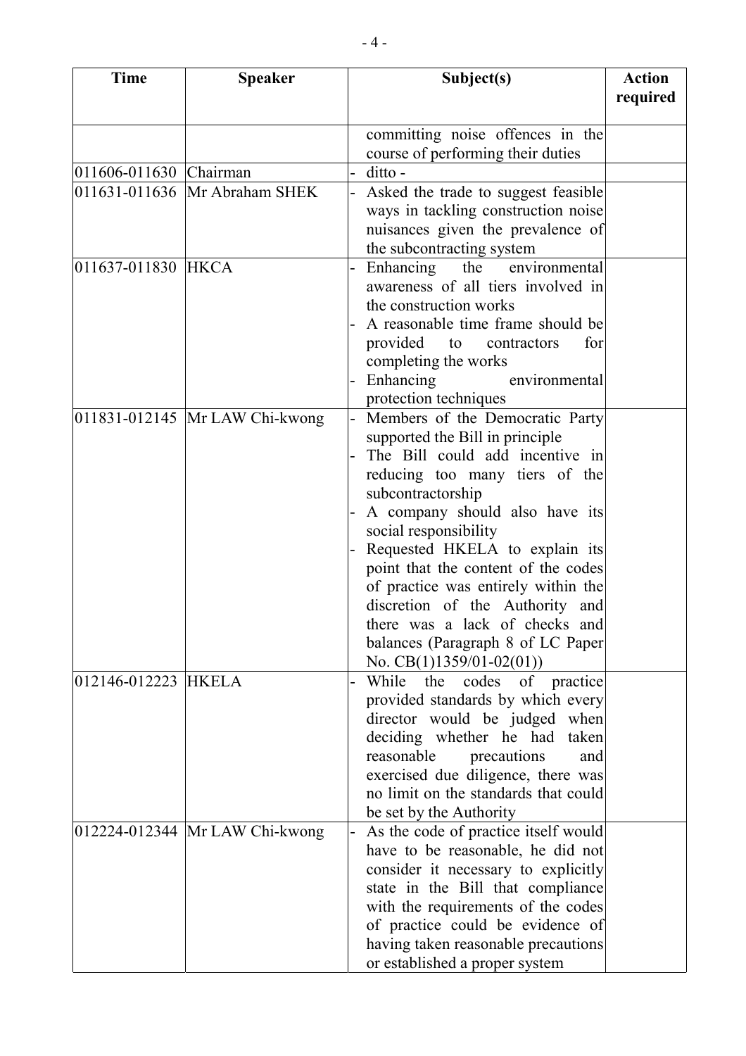| Time | Speaker | Subject(s) | Action required |
|---|---|---|---|
| | | committing noise offences in the course of performing their duties | |
| 011606-011630 | Chairman | - ditto - | |
| 011631-011636 | Mr Abraham SHEK | - Asked the trade to suggest feasible ways in tackling construction noise nuisances given the prevalence of the subcontracting system | |
| 011637-011830 | HKCA | - Enhancing the environmental awareness of all tiers involved in the construction works<br>- A reasonable time frame should be provided to contractors for completing the works<br>- Enhancing environmental protection techniques | |
| 011831-012145 | Mr LAW Chi-kwong | - Members of the Democratic Party supported the Bill in principle<br>- The Bill could add incentive in reducing too many tiers of the subcontractorship<br>- A company should also have its social responsibility<br>- Requested HKELA to explain its point that the content of the codes of practice was entirely within the discretion of the Authority and there was a lack of checks and balances (Paragraph 8 of LC Paper No. CB(1)1359/01-02(01)) | |
| 012146-012223 | HKELA | - While the codes of practice provided standards by which every director would be judged when deciding whether he had taken reasonable precautions and exercised due diligence, there was no limit on the standards that could be set by the Authority | |
| 012224-012344 | Mr LAW Chi-kwong | - As the code of practice itself would have to be reasonable, he did not consider it necessary to explicitly state in the Bill that compliance with the requirements of the codes of practice could be evidence of having taken reasonable precautions or established a proper system | |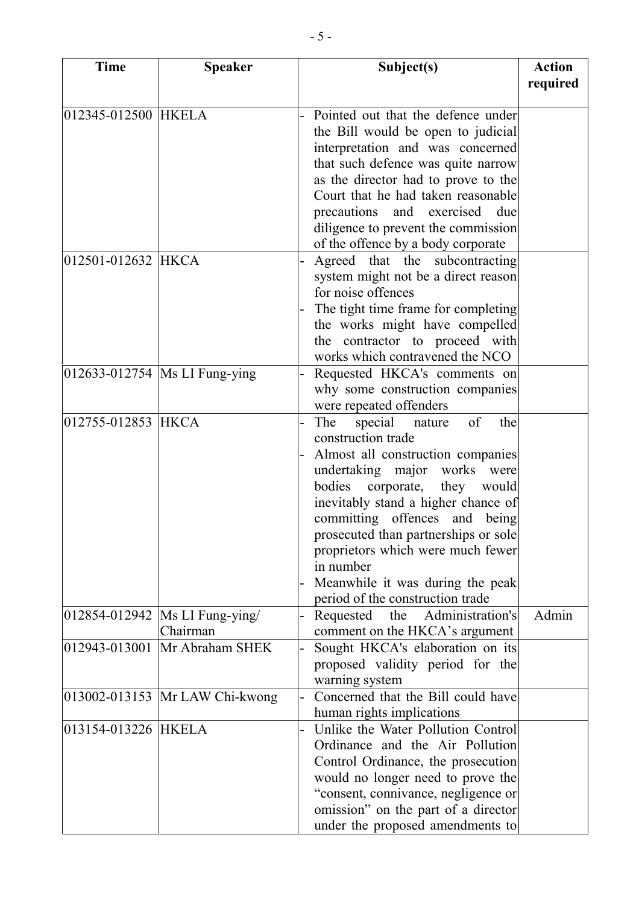| Time | Speaker | Subject(s) | Action required |
|---|---|---|---|
| 012345-012500 | HKELA | - Pointed out that the defence under the Bill would be open to judicial interpretation and was concerned that such defence was quite narrow as the director had to prove to the Court that he had taken reasonable precautions and exercised due diligence to prevent the commission of the offence by a body corporate | |
| 012501-012632 | HKCA | - Agreed that the subcontracting system might not be a direct reason for noise offences<br>- The tight time frame for completing the works might have compelled the contractor to proceed with works which contravened the NCO | |
| 012633-012754 | Ms LI Fung-ying | - Requested HKCA's comments on why some construction companies were repeated offenders | |
| 012755-012853 | HKCA | - The special nature of the construction trade<br>- Almost all construction companies undertaking major works were bodies corporate, they would inevitably stand a higher chance of committing offences and being prosecuted than partnerships or sole proprietors which were much fewer in number<br>- Meanwhile it was during the peak period of the construction trade | |
| 012854-012942 | Ms LI Fung-ying/ Chairman | - Requested the Administration's comment on the HKCA's argument | Admin |
| 012943-013001 | Mr Abraham SHEK | - Sought HKCA's elaboration on its proposed validity period for the warning system | |
| 013002-013153 | Mr LAW Chi-kwong | - Concerned that the Bill could have human rights implications | |
| 013154-013226 | HKELA | - Unlike the Water Pollution Control Ordinance and the Air Pollution Control Ordinance, the prosecution would no longer need to prove the "consent, connivance, negligence or omission" on the part of a director under the proposed amendments to | |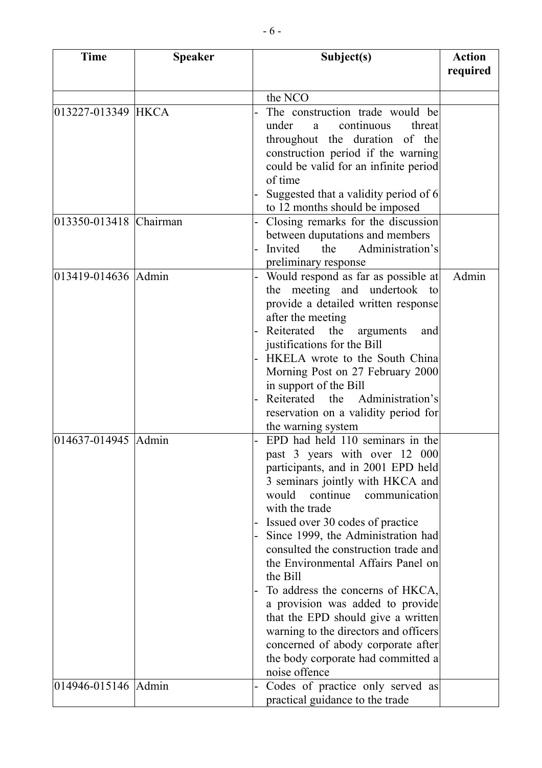| Time | Speaker | Subject(s) | Action required |
|---|---|---|---|
| | | the NCO | |
| 013227-013349 | HKCA | - The construction trade would be under a continuous threat throughout the duration of the construction period if the warning could be valid for an infinite period of time<br>- Suggested that a validity period of 6 to 12 months should be imposed | |
| 013350-013418 | Chairman | - Closing remarks for the discussion between duputations and members<br>- Invited the Administration's preliminary response | |
| 013419-014636 | Admin | - Would respond as far as possible at the meeting and undertook to provide a detailed written response after the meeting<br>- Reiterated the arguments and justifications for the Bill<br>- HKELA wrote to the South China Morning Post on 27 February 2000 in support of the Bill<br>- Reiterated the Administration's reservation on a validity period for the warning system | Admin |
| 014637-014945 | Admin | - EPD had held 110 seminars in the past 3 years with over 12 000 participants, and in 2001 EPD held 3 seminars jointly with HKCA and would continue communication with the trade<br>- Issued over 30 codes of practice<br>- Since 1999, the Administration had consulted the construction trade and the Environmental Affairs Panel on the Bill<br>- To address the concerns of HKCA, a provision was added to provide that the EPD should give a written warning to the directors and officers concerned of abody corporate after the body corporate had committed a noise offence | |
| 014946-015146 | Admin | - Codes of practice only served as practical guidance to the trade | |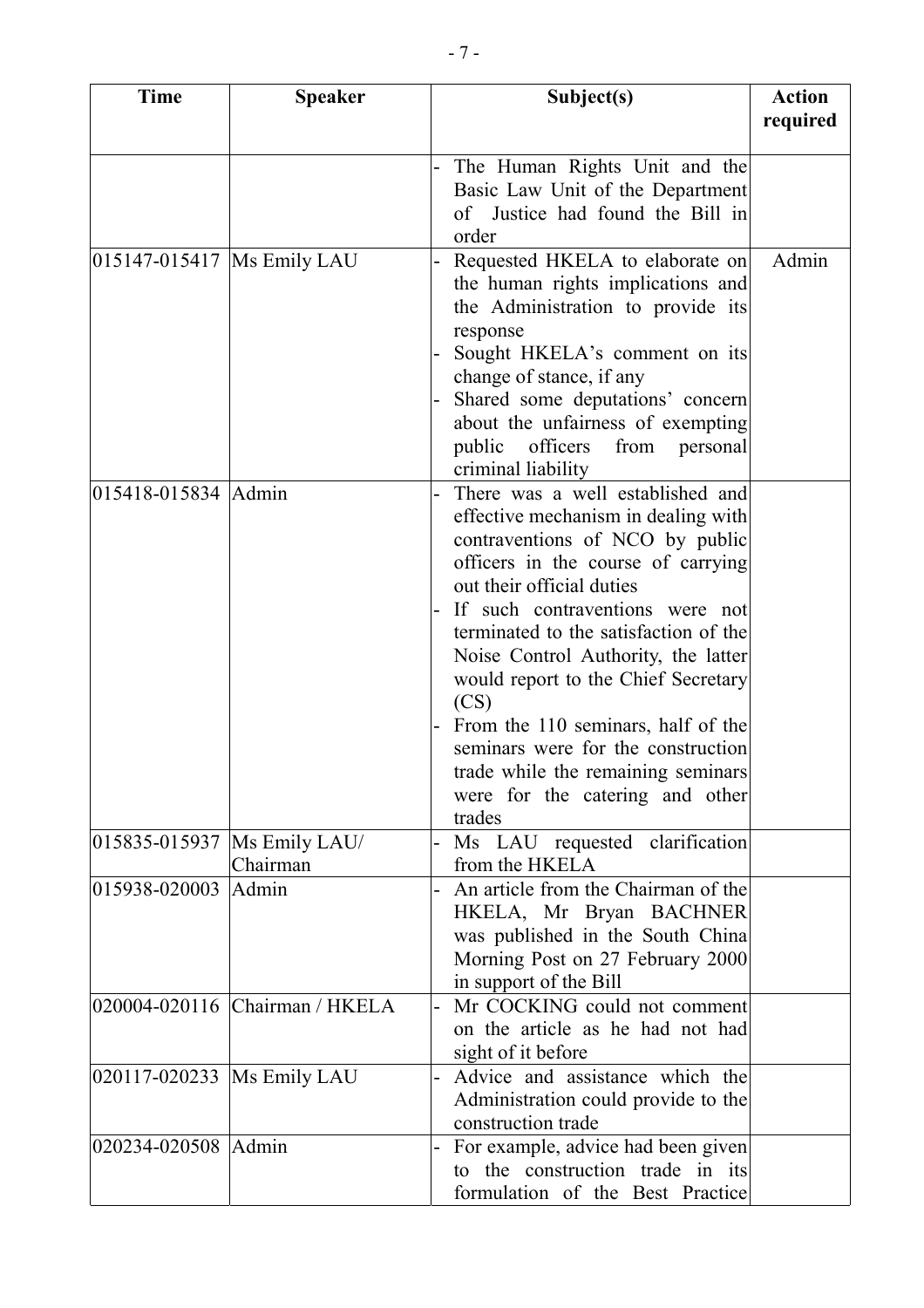| Time | Speaker | Subject(s) | Action required |
|---|---|---|---|
| | | - The Human Rights Unit and the Basic Law Unit of the Department of Justice had found the Bill in order | |
| 015147-015417 | Ms Emily LAU | - Requested HKELA to elaborate on the human rights implications and the Administration to provide its response<br>- Sought HKELA's comment on its change of stance, if any<br>- Shared some deputations' concern about the unfairness of exempting public officers from personal criminal liability | Admin |
| 015418-015834 | Admin | - There was a well established and effective mechanism in dealing with contraventions of NCO by public officers in the course of carrying out their official duties<br>- If such contraventions were not terminated to the satisfaction of the Noise Control Authority, the latter would report to the Chief Secretary (CS)<br>- From the 110 seminars, half of the seminars were for the construction trade while the remaining seminars were for the catering and other trades | |
| 015835-015937 | Ms Emily LAU/ Chairman | - Ms LAU requested clarification from the HKELA | |
| 015938-020003 | Admin | - An article from the Chairman of the HKELA, Mr Bryan BACHNER was published in the South China Morning Post on 27 February 2000 in support of the Bill | |
| 020004-020116 | Chairman / HKELA | - Mr COCKING could not comment on the article as he had not had sight of it before | |
| 020117-020233 | Ms Emily LAU | - Advice and assistance which the Administration could provide to the construction trade | |
| 020234-020508 | Admin | - For example, advice had been given to the construction trade in its formulation of the Best Practice | |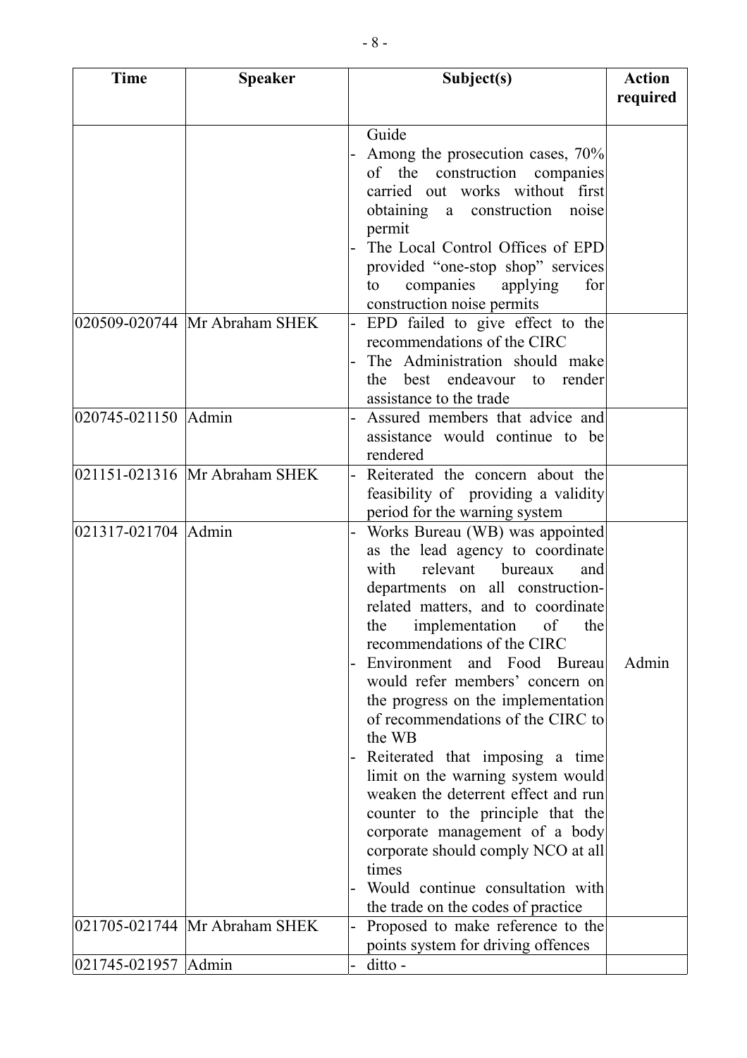| Time | Speaker | Subject(s) | Action required |
|---|---|---|---|
| | | Guide<br>- Among the prosecution cases, 70% of the construction companies carried out works without first obtaining a construction noise permit<br>- The Local Control Offices of EPD provided "one-stop shop" services to companies applying for construction noise permits | |
| 020509-020744 | Mr Abraham SHEK | - EPD failed to give effect to the recommendations of the CIRC<br>- The Administration should make the best endeavour to render assistance to the trade | |
| 020745-021150 | Admin | - Assured members that advice and assistance would continue to be rendered | |
| 021151-021316 | Mr Abraham SHEK | - Reiterated the concern about the feasibility of providing a validity period for the warning system | |
| 021317-021704 | Admin | - Works Bureau (WB) was appointed as the lead agency to coordinate with relevant bureaux and departments on all construction-related matters, and to coordinate the implementation of the recommendations of the CIRC<br>- Environment and Food Bureau would refer members' concern on the progress on the implementation of recommendations of the CIRC to the WB<br>- Reiterated that imposing a time limit on the warning system would weaken the deterrent effect and run counter to the principle that the corporate management of a body corporate should comply NCO at all times<br>- Would continue consultation with the trade on the codes of practice | Admin |
| 021705-021744 | Mr Abraham SHEK | - Proposed to make reference to the points system for driving offences | |
| 021745-021957 | Admin | - ditto - | |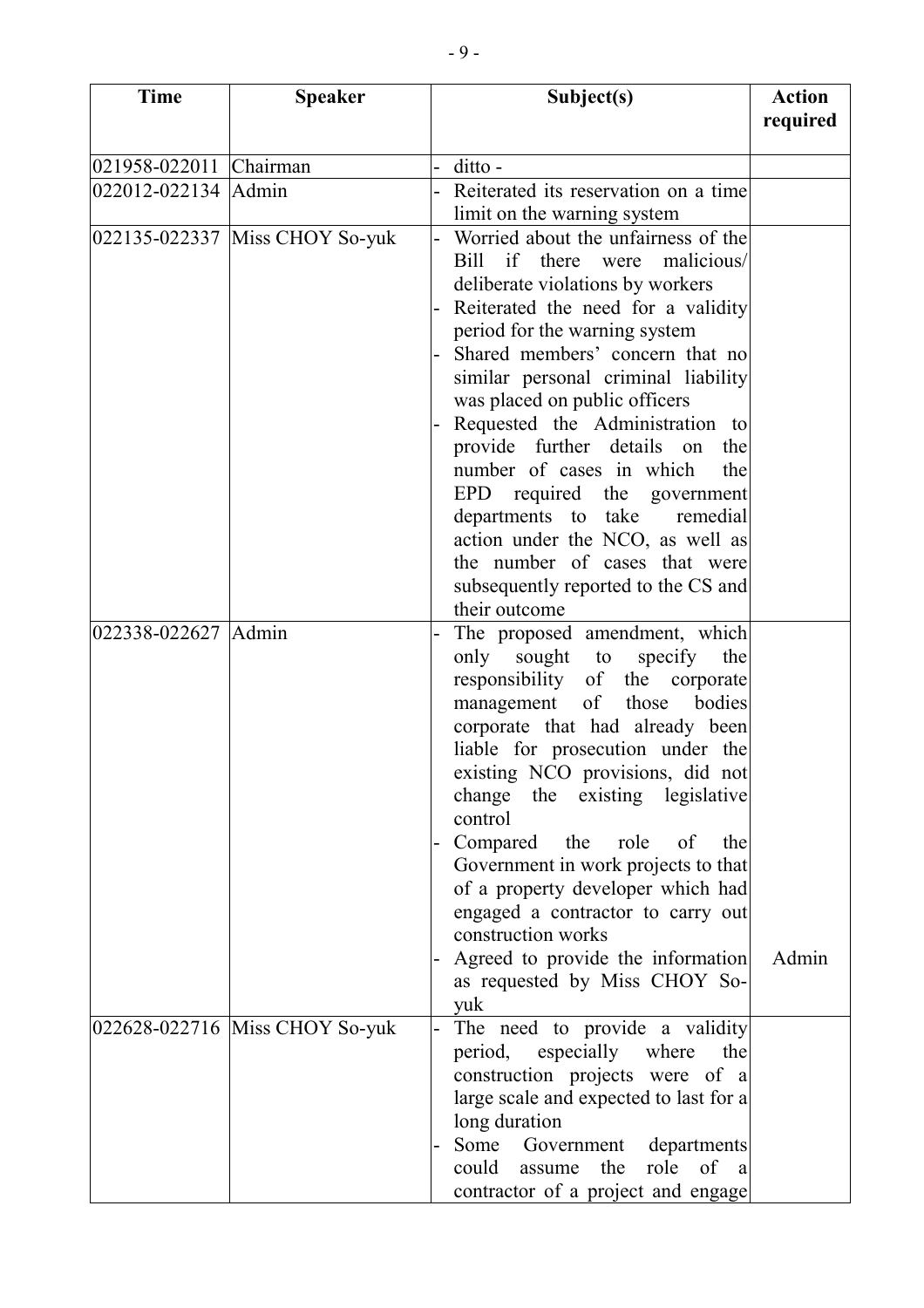| Time | Speaker | Subject(s) | Action required |
|---|---|---|---|
| 021958-022011 | Chairman | - ditto - | |
| 022012-022134 | Admin | - Reiterated its reservation on a time limit on the warning system | |
| 022135-022337 | Miss CHOY So-yuk | - Worried about the unfairness of the Bill if there were malicious/ deliberate violations by workers<br>- Reiterated the need for a validity period for the warning system<br>- Shared members' concern that no similar personal criminal liability was placed on public officers<br>- Requested the Administration to provide further details on the number of cases in which the EPD required the government departments to take remedial action under the NCO, as well as the number of cases that were subsequently reported to the CS and their outcome | |
| 022338-022627 | Admin | - The proposed amendment, which only sought to specify the responsibility of the corporate management of those bodies corporate that had already been liable for prosecution under the existing NCO provisions, did not change the existing legislative control<br>- Compared the role of the Government in work projects to that of a property developer which had engaged a contractor to carry out construction works<br>- Agreed to provide the information as requested by Miss CHOY So-yuk | Admin |
| 022628-022716 | Miss CHOY So-yuk | - The need to provide a validity period, especially where the construction projects were of a large scale and expected to last for a long duration<br>- Some Government departments could assume the role of a contractor of a project and engage | |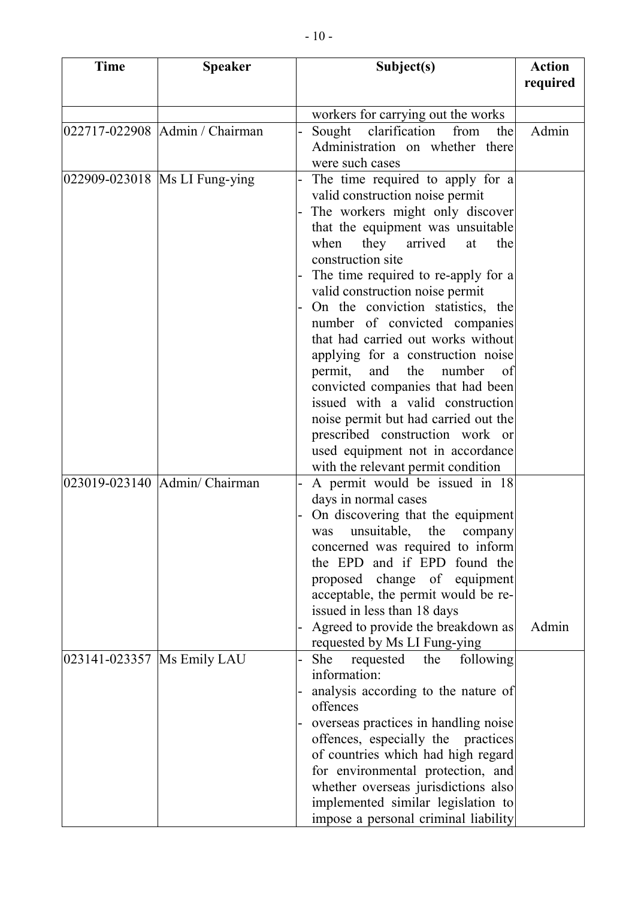| Time | Speaker | Subject(s) | Action required |
|---|---|---|---|
| | | workers for carrying out the works | |
| 022717-022908 | Admin / Chairman | - Sought clarification from the Administration on whether there were such cases | Admin |
| 022909-023018 | Ms LI Fung-ying | - The time required to apply for a valid construction noise permit<br>- The workers might only discover that the equipment was unsuitable when they arrived at the construction site<br>- The time required to re-apply for a valid construction noise permit<br>- On the conviction statistics, the number of convicted companies that had carried out works without applying for a construction noise permit, and the number of convicted companies that had been issued with a valid construction noise permit but had carried out the prescribed construction work or used equipment not in accordance with the relevant permit condition | |
| 023019-023140 | Admin/ Chairman | - A permit would be issued in 18 days in normal cases<br>- On discovering that the equipment was unsuitable, the company concerned was required to inform the EPD and if EPD found the proposed change of equipment acceptable, the permit would be re-issued in less than 18 days<br>- Agreed to provide the breakdown as requested by Ms LI Fung-ying | <br><br><br><br><br><br><br><br>Admin |
| 023141-023357 | Ms Emily LAU | - She requested the following information:<br>- analysis according to the nature of offences<br>- overseas practices in handling noise offences, especially the practices of countries which had high regard for environmental protection, and whether overseas jurisdictions also implemented similar legislation to impose a personal criminal liability | |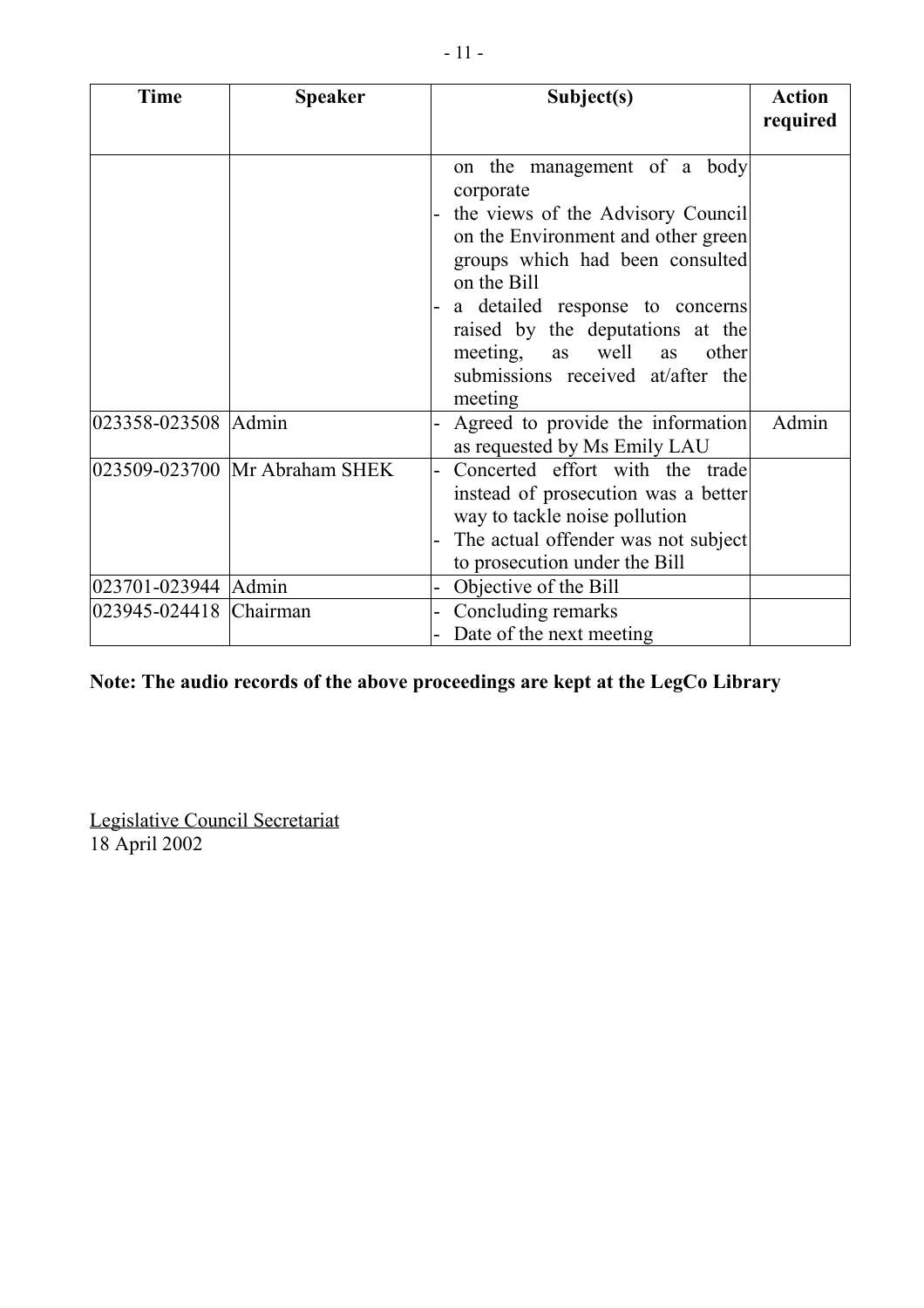| Time | Speaker | Subject(s) | Action required |
|---|---|---|---|
| | | on the management of a body corporate<br>- the views of the Advisory Council on the Environment and other green groups which had been consulted on the Bill<br>- a detailed response to concerns raised by the deputations at the meeting, as well as other submissions received at/after the meeting | |
| 023358-023508 | Admin | - Agreed to provide the information as requested by Ms Emily LAU | Admin |
| 023509-023700 | Mr Abraham SHEK | - Concerted effort with the trade instead of prosecution was a better way to tackle noise pollution<br>- The actual offender was not subject to prosecution under the Bill | |
| 023701-023944 | Admin | - Objective of the Bill | |
| 023945-024418 | Chairman | - Concluding remarks<br>- Date of the next meeting | |

**Note: The audio records of the above proceedings are kept at the LegCo Library**

Legislative Council Secretariat
18 April 2002